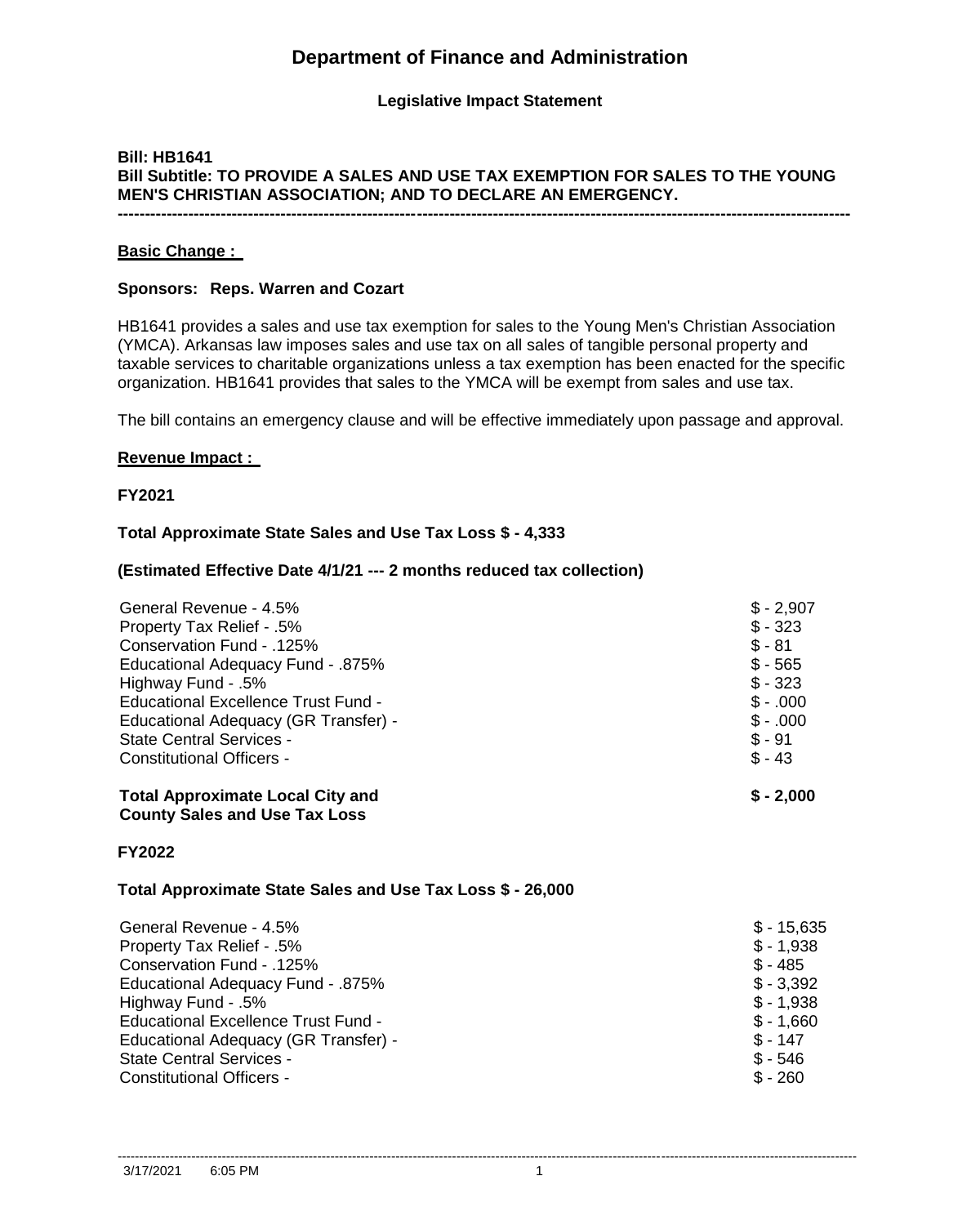# Department of Finance and Administration

**Legislative Impact Statement**

**Bill: HB1641**
**Bill Subtitle: TO PROVIDE A SALES AND USE TAX EXEMPTION FOR SALES TO THE YOUNG MEN'S CHRISTIAN ASSOCIATION; AND TO DECLARE AN EMERGENCY.**

---

**Basic Change :**

**Sponsors: Reps. Warren and Cozart**

HB1641 provides a sales and use tax exemption for sales to the Young Men's Christian Association (YMCA). Arkansas law imposes sales and use tax on all sales of tangible personal property and taxable services to charitable organizations unless a tax exemption has been enacted for the specific organization. HB1641 provides that sales to the YMCA will be exempt from sales and use tax.

The bill contains an emergency clause and will be effective immediately upon passage and approval.

**Revenue Impact :**

**FY2021**

**Total Approximate State Sales and Use Tax Loss $ - 4,333**

**(Estimated Effective Date 4/1/21 --- 2 months reduced tax collection)**

| | |
|---|---|
| General Revenue - 4.5% | $ - 2,907 |
| Property Tax Relief - .5% | $ - 323 |
| Conservation Fund - .125% | $ - 81 |
| Educational Adequacy Fund - .875% | $ - 565 |
| Highway Fund - .5% | $ - 323 |
| Educational Excellence Trust Fund - | $ - .000 |
| Educational Adequacy (GR Transfer) - | $ - .000 |
| State Central Services - | $ - 91 |
| Constitutional Officers - | $ - 43 |
| **Total Approximate Local City and County Sales and Use Tax Loss** | **$ - 2,000** |

**FY2022**

**Total Approximate State Sales and Use Tax Loss $ - 26,000**

| | |
|---|---|
| General Revenue - 4.5% | $ - 15,635 |
| Property Tax Relief - .5% | $ - 1,938 |
| Conservation Fund - .125% | $ - 485 |
| Educational Adequacy Fund - .875% | $ - 3,392 |
| Highway Fund - .5% | $ - 1,938 |
| Educational Excellence Trust Fund - | $ - 1,660 |
| Educational Adequacy (GR Transfer) - | $ - 147 |
| State Central Services - | $ - 546 |
| Constitutional Officers - | $ - 260 |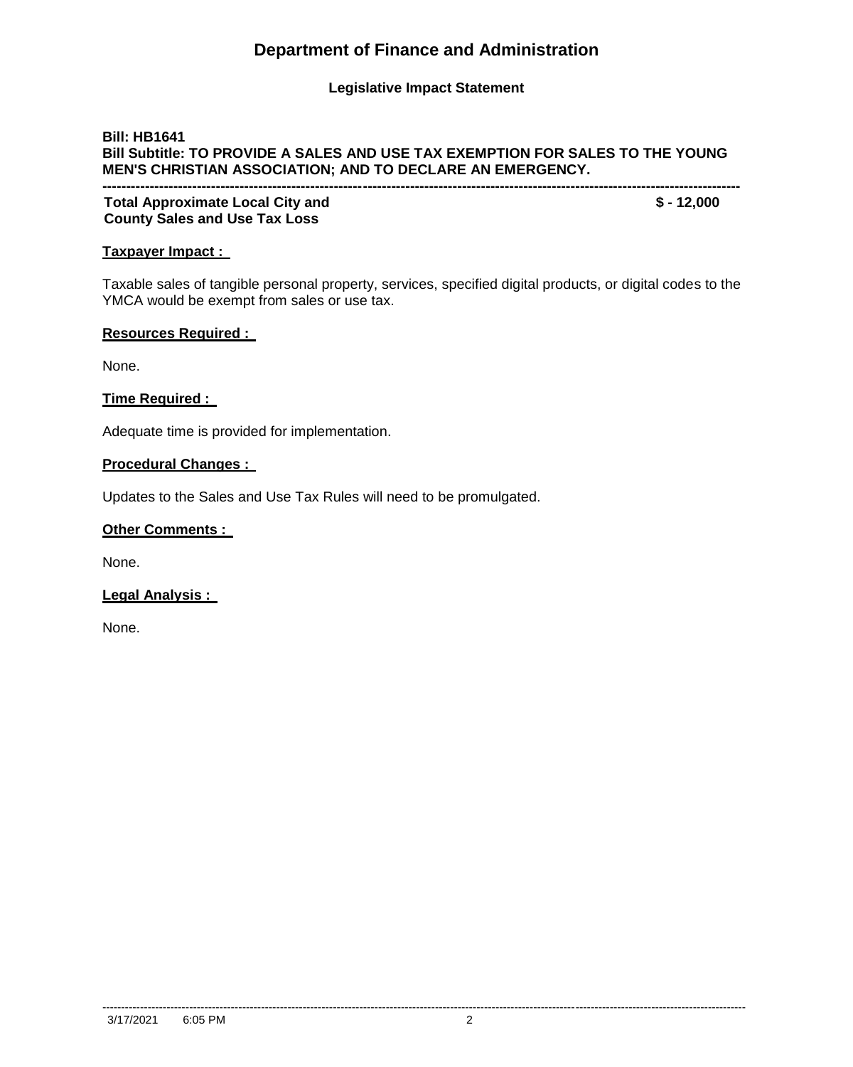# Department of Finance and Administration

### Legislative Impact Statement

**Bill: HB1641**
**Bill Subtitle: TO PROVIDE A SALES AND USE TAX EXEMPTION FOR SALES TO THE YOUNG MEN'S CHRISTIAN ASSOCIATION; AND TO DECLARE AN EMERGENCY.**

---

| | |
|---|---|
| **Total Approximate Local City and County Sales and Use Tax Loss** | **$ - 12,000** |

**Taxpayer Impact :**

Taxable sales of tangible personal property, services, specified digital products, or digital codes to the YMCA would be exempt from sales or use tax.

**Resources Required :**

None.

**Time Required :**

Adequate time is provided for implementation.

**Procedural Changes :**

Updates to the Sales and Use Tax Rules will need to be promulgated.

**Other Comments :**

None.

**Legal Analysis :**

None.

3/17/2021 6:05 PM